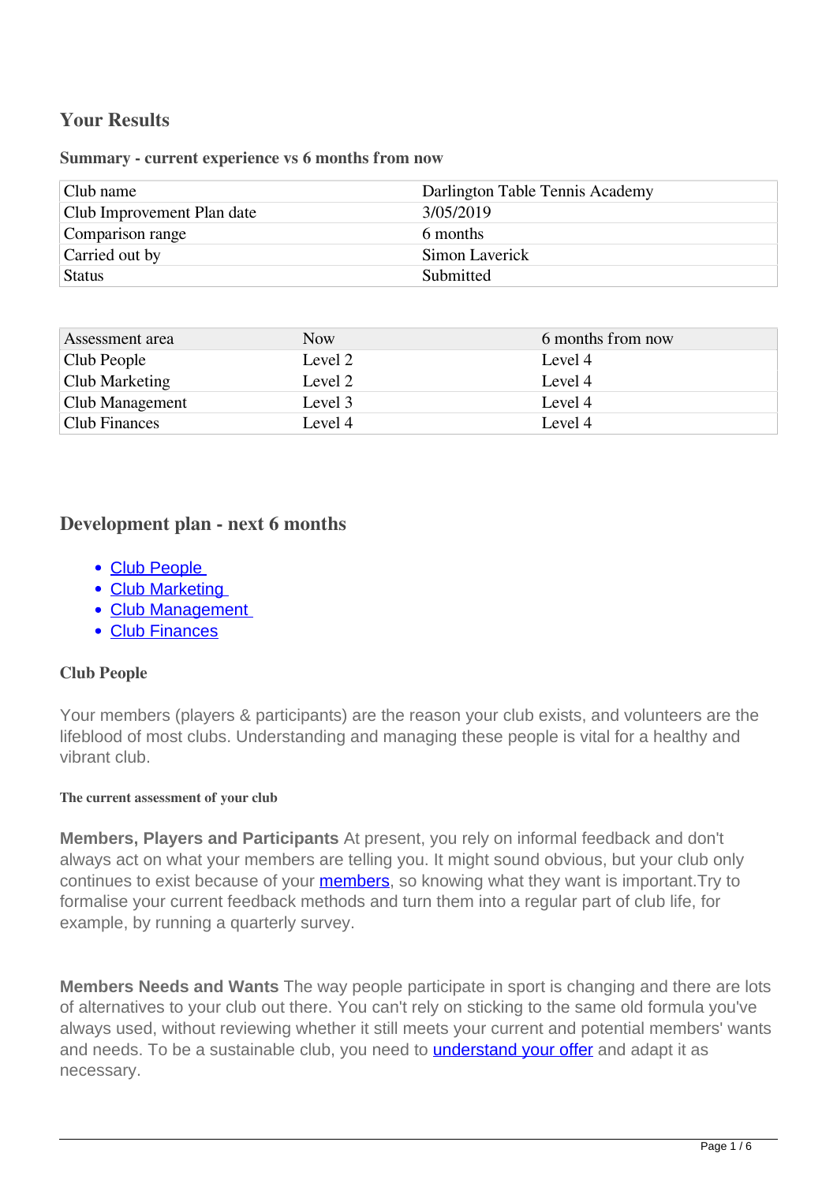## Your Results

### Summary - current experience vs 6 months from now

| | |
|---|---|
| Club name | Darlington Table Tennis Academy |
| Club Improvement Plan date | 3/05/2019 |
| Comparison range | 6 months |
| Carried out by | Simon Laverick |
| Status | Submitted |

| Assessment area | Now | 6 months from now |
|---|---|---|
| Club People | Level 2 | Level 4 |
| Club Marketing | Level 2 | Level 4 |
| Club Management | Level 3 | Level 4 |
| Club Finances | Level 4 | Level 4 |

## Development plan - next 6 months

- Club People
- Club Marketing
- Club Management
- Club Finances

### Club People

Your members (players & participants) are the reason your club exists, and volunteers are the lifeblood of most clubs. Understanding and managing these people is vital for a healthy and vibrant club.

#### The current assessment of your club

**Members, Players and Participants** At present, you rely on informal feedback and don't always act on what your members are telling you. It might sound obvious, but your club only continues to exist because of your members, so knowing what they want is important.Try to formalise your current feedback methods and turn them into a regular part of club life, for example, by running a quarterly survey.

**Members Needs and Wants** The way people participate in sport is changing and there are lots of alternatives to your club out there. You can't rely on sticking to the same old formula you've always used, without reviewing whether it still meets your current and potential members' wants and needs. To be a sustainable club, you need to understand your offer and adapt it as necessary.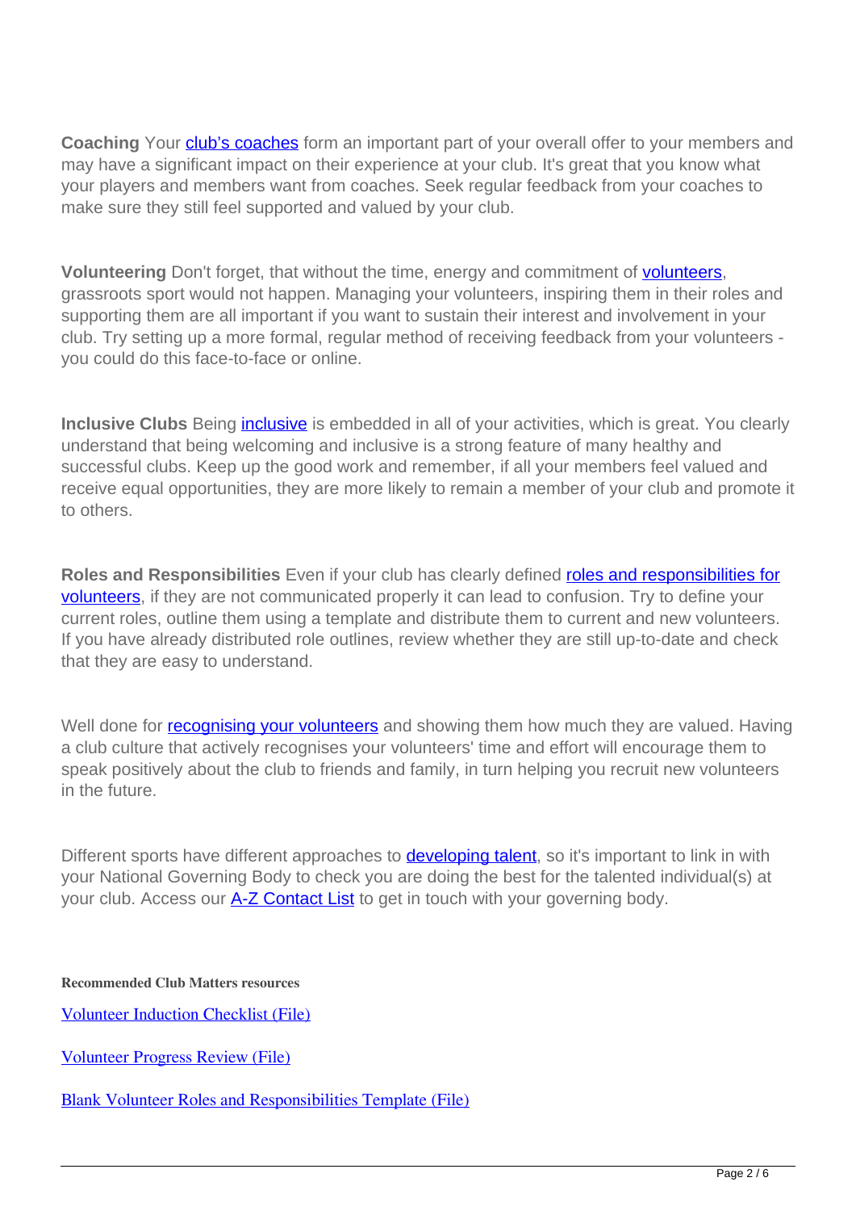**Coaching** Your club's coaches form an important part of your overall offer to your members and may have a significant impact on their experience at your club. It's great that you know what your players and members want from coaches. Seek regular feedback from your coaches to make sure they still feel supported and valued by your club.

**Volunteering** Don't forget, that without the time, energy and commitment of volunteers, grassroots sport would not happen. Managing your volunteers, inspiring them in their roles and supporting them are all important if you want to sustain their interest and involvement in your club. Try setting up a more formal, regular method of receiving feedback from your volunteers - you could do this face-to-face or online.

**Inclusive Clubs** Being inclusive is embedded in all of your activities, which is great. You clearly understand that being welcoming and inclusive is a strong feature of many healthy and successful clubs. Keep up the good work and remember, if all your members feel valued and receive equal opportunities, they are more likely to remain a member of your club and promote it to others.

**Roles and Responsibilities** Even if your club has clearly defined roles and responsibilities for volunteers, if they are not communicated properly it can lead to confusion. Try to define your current roles, outline them using a template and distribute them to current and new volunteers. If you have already distributed role outlines, review whether they are still up-to-date and check that they are easy to understand.

Well done for recognising your volunteers and showing them how much they are valued. Having a club culture that actively recognises your volunteers' time and effort will encourage them to speak positively about the club to friends and family, in turn helping you recruit new volunteers in the future.

Different sports have different approaches to developing talent, so it's important to link in with your National Governing Body to check you are doing the best for the talented individual(s) at your club. Access our A-Z Contact List to get in touch with your governing body.

**Recommended Club Matters resources**

Volunteer Induction Checklist (File)

Volunteer Progress Review (File)

Blank Volunteer Roles and Responsibilities Template (File)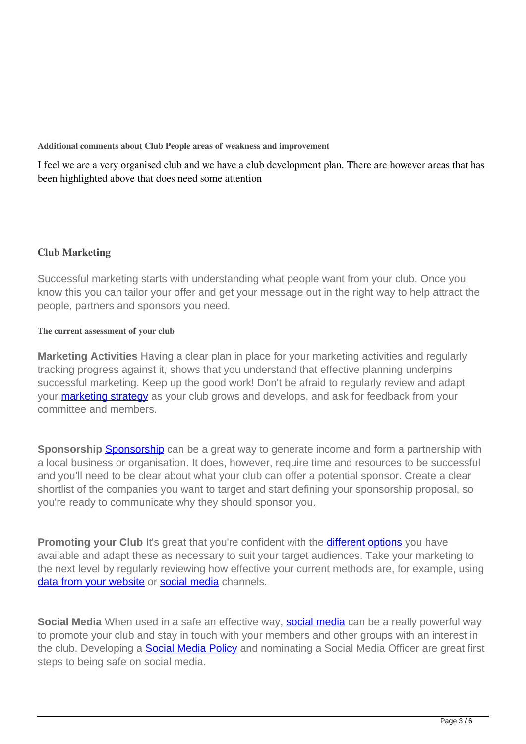**Additional comments about Club People areas of weakness and improvement**

I feel we are a very organised club and we have a club development plan. There are however areas that has been highlighted above that does need some attention

## Club Marketing

Successful marketing starts with understanding what people want from your club. Once you know this you can tailor your offer and get your message out in the right way to help attract the people, partners and sponsors you need.

**The current assessment of your club**

**Marketing Activities** Having a clear plan in place for your marketing activities and regularly tracking progress against it, shows that you understand that effective planning underpins successful marketing. Keep up the good work! Don't be afraid to regularly review and adapt your marketing strategy as your club grows and develops, and ask for feedback from your committee and members.

**Sponsorship** Sponsorship can be a great way to generate income and form a partnership with a local business or organisation. It does, however, require time and resources to be successful and you'll need to be clear about what your club can offer a potential sponsor. Create a clear shortlist of the companies you want to target and start defining your sponsorship proposal, so you're ready to communicate why they should sponsor you.

**Promoting your Club** It's great that you're confident with the different options you have available and adapt these as necessary to suit your target audiences. Take your marketing to the next level by regularly reviewing how effective your current methods are, for example, using data from your website or social media channels.

**Social Media** When used in a safe an effective way, social media can be a really powerful way to promote your club and stay in touch with your members and other groups with an interest in the club. Developing a Social Media Policy and nominating a Social Media Officer are great first steps to being safe on social media.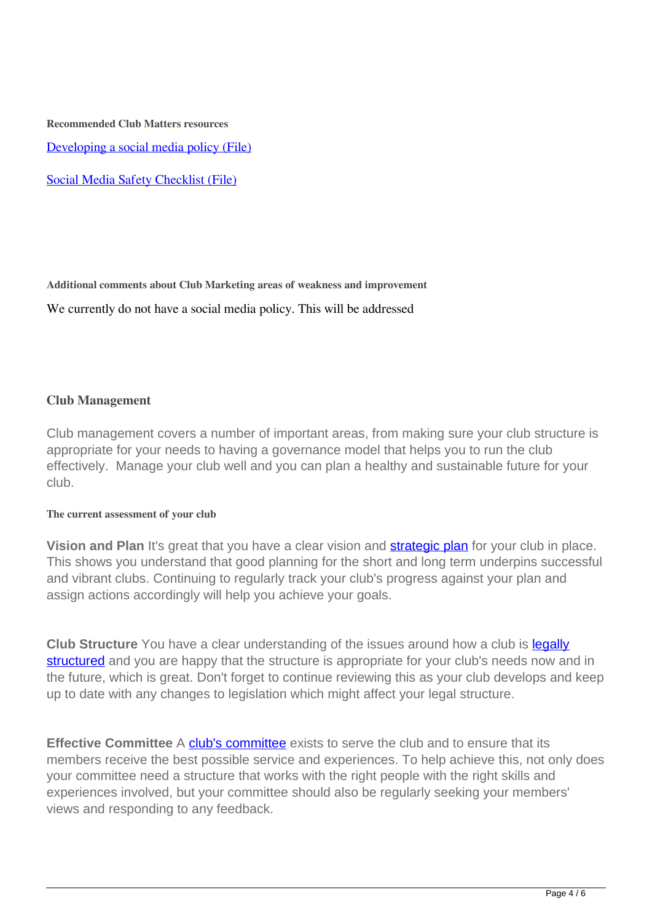**Recommended Club Matters resources**

[Developing a social media policy (File)]

[Social Media Safety Checklist (File)]

**Additional comments about Club Marketing areas of weakness and improvement**

We currently do not have a social media policy. This will be addressed

## Club Management

Club management covers a number of important areas, from making sure your club structure is appropriate for your needs to having a governance model that helps you to run the club effectively. Manage your club well and you can plan a healthy and sustainable future for your club.

**The current assessment of your club**

**Vision and Plan** It's great that you have a clear vision and strategic plan for your club in place. This shows you understand that good planning for the short and long term underpins successful and vibrant clubs. Continuing to regularly track your club's progress against your plan and assign actions accordingly will help you achieve your goals.

**Club Structure** You have a clear understanding of the issues around how a club is legally structured and you are happy that the structure is appropriate for your club's needs now and in the future, which is great. Don't forget to continue reviewing this as your club develops and keep up to date with any changes to legislation which might affect your legal structure.

**Effective Committee** A club's committee exists to serve the club and to ensure that its members receive the best possible service and experiences. To help achieve this, not only does your committee need a structure that works with the right people with the right skills and experiences involved, but your committee should also be regularly seeking your members' views and responding to any feedback.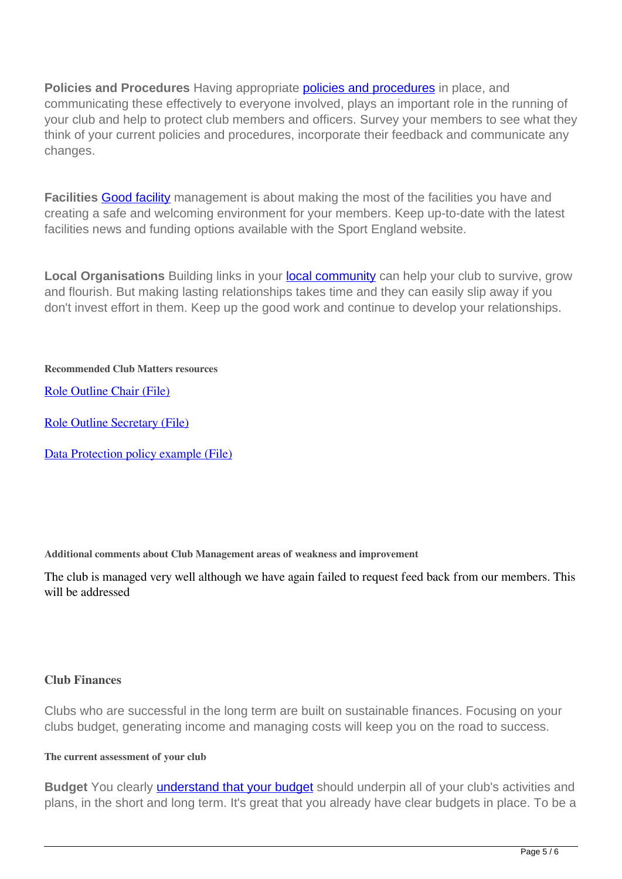**Policies and Procedures** Having appropriate policies and procedures in place, and communicating these effectively to everyone involved, plays an important role in the running of your club and help to protect club members and officers. Survey your members to see what they think of your current policies and procedures, incorporate their feedback and communicate any changes.

**Facilities** Good facility management is about making the most of the facilities you have and creating a safe and welcoming environment for your members. Keep up-to-date with the latest facilities news and funding options available with the Sport England website.

**Local Organisations** Building links in your local community can help your club to survive, grow and flourish. But making lasting relationships takes time and they can easily slip away if you don't invest effort in them. Keep up the good work and continue to develop your relationships.

**Recommended Club Matters resources**

Role Outline Chair (File)

Role Outline Secretary (File)

Data Protection policy example (File)

**Additional comments about Club Management areas of weakness and improvement**

The club is managed very well although we have again failed to request feed back from our members. This will be addressed

### Club Finances

Clubs who are successful in the long term are built on sustainable finances. Focusing on your clubs budget, generating income and managing costs will keep you on the road to success.

**The current assessment of your club**

**Budget** You clearly understand that your budget should underpin all of your club's activities and plans, in the short and long term. It's great that you already have clear budgets in place. To be a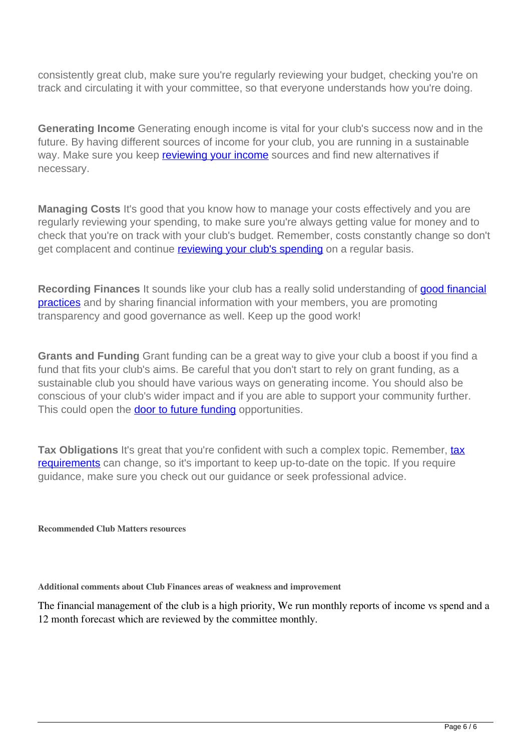consistently great club, make sure you're regularly reviewing your budget, checking you're on track and circulating it with your committee, so that everyone understands how you're doing.

**Generating Income** Generating enough income is vital for your club's success now and in the future. By having different sources of income for your club, you are running in a sustainable way. Make sure you keep reviewing your income sources and find new alternatives if necessary.

**Managing Costs** It's good that you know how to manage your costs effectively and you are regularly reviewing your spending, to make sure you're always getting value for money and to check that you're on track with your club's budget. Remember, costs constantly change so don't get complacent and continue reviewing your club's spending on a regular basis.

**Recording Finances** It sounds like your club has a really solid understanding of good financial practices and by sharing financial information with your members, you are promoting transparency and good governance as well. Keep up the good work!

**Grants and Funding** Grant funding can be a great way to give your club a boost if you find a fund that fits your club's aims. Be careful that you don't start to rely on grant funding, as a sustainable club you should have various ways on generating income. You should also be conscious of your club's wider impact and if you are able to support your community further. This could open the door to future funding opportunities.

**Tax Obligations** It's great that you're confident with such a complex topic. Remember, tax requirements can change, so it's important to keep up-to-date on the topic. If you require guidance, make sure you check out our guidance or seek professional advice.

**Recommended Club Matters resources**

**Additional comments about Club Finances areas of weakness and improvement**

The financial management of the club is a high priority, We run monthly reports of income vs spend and a 12 month forecast which are reviewed by the committee monthly.